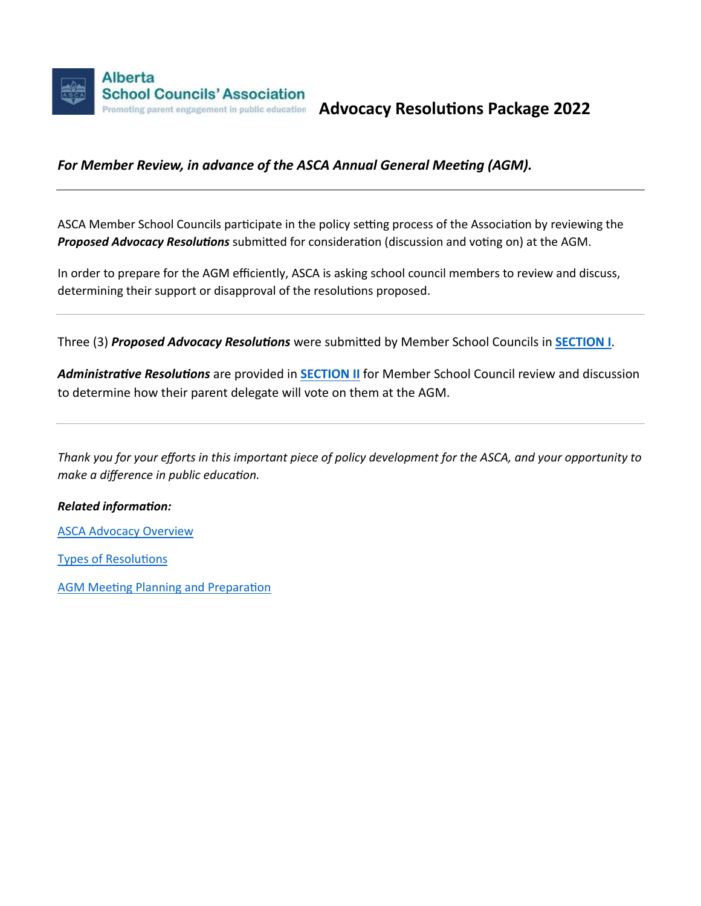Alberta School Councils' Association
Promoting parent engagement in public education

# Advocacy Resolutions Package 2022

***For Member Review, in advance of the ASCA Annual General Meeting (AGM).***

---

ASCA Member School Councils participate in the policy setting process of the Association by reviewing the ***Proposed Advocacy Resolutions*** submitted for consideration (discussion and voting on) at the AGM.

In order to prepare for the AGM efficiently, ASCA is asking school council members to review and discuss, determining their support or disapproval of the resolutions proposed.

---

Three (3) ***Proposed Advocacy Resolutions*** were submitted by Member School Councils in **SECTION I**.

***Administrative Resolutions*** are provided in **SECTION II** for Member School Council review and discussion to determine how their parent delegate will vote on them at the AGM.

---

*Thank you for your efforts in this important piece of policy development for the ASCA, and your opportunity to make a difference in public education.*

***Related information:***

ASCA Advocacy Overview

Types of Resolutions

AGM Meeting Planning and Preparation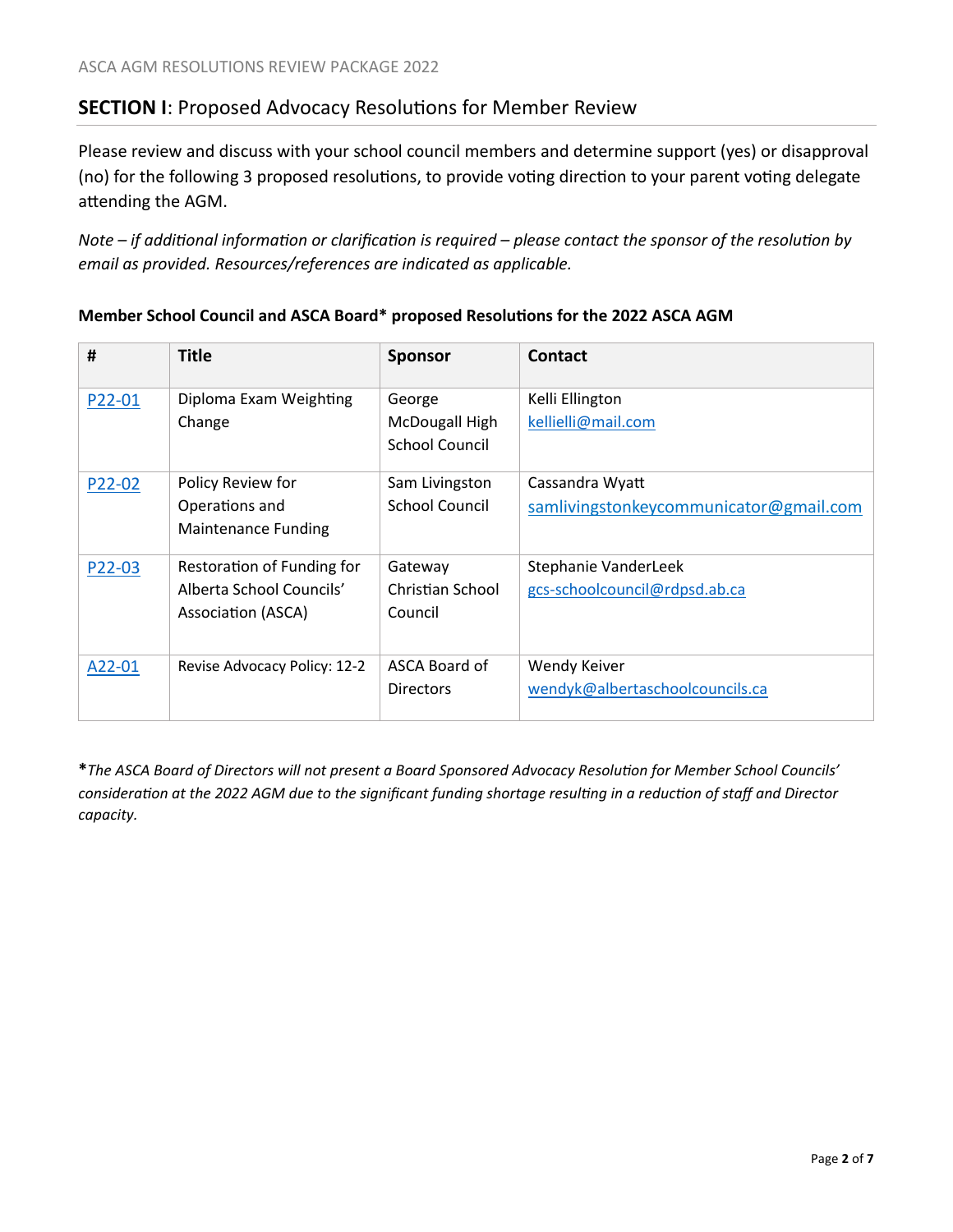## **SECTION I**: Proposed Advocacy Resolutions for Member Review

Please review and discuss with your school council members and determine support (yes) or disapproval (no) for the following 3 proposed resolutions, to provide voting direction to your parent voting delegate attending the AGM.

*Note – if additional information or clarification is required – please contact the sponsor of the resolution by email as provided. Resources/references are indicated as applicable.*

**Member School Council and ASCA Board\* proposed Resolutions for the 2022 ASCA AGM**

| # | Title | Sponsor | Contact |
|---|---|---|---|
| P22-01 | Diploma Exam Weighting Change | George McDougall High School Council | Kelli Ellington kellielli@mail.com |
| P22-02 | Policy Review for Operations and Maintenance Funding | Sam Livingston School Council | Cassandra Wyatt samlivingstonkeycommunicator@gmail.com |
| P22-03 | Restoration of Funding for Alberta School Councils' Association (ASCA) | Gateway Christian School Council | Stephanie VanderLeek gcs-schoolcouncil@rdpsd.ab.ca |
| A22-01 | Revise Advocacy Policy: 12-2 | ASCA Board of Directors | Wendy Keiver wendyk@albertaschoolcouncils.ca |

**\***_The ASCA Board of Directors will not present a Board Sponsored Advocacy Resolution for Member School Councils' consideration at the 2022 AGM due to the significant funding shortage resulting in a reduction of staff and Director capacity._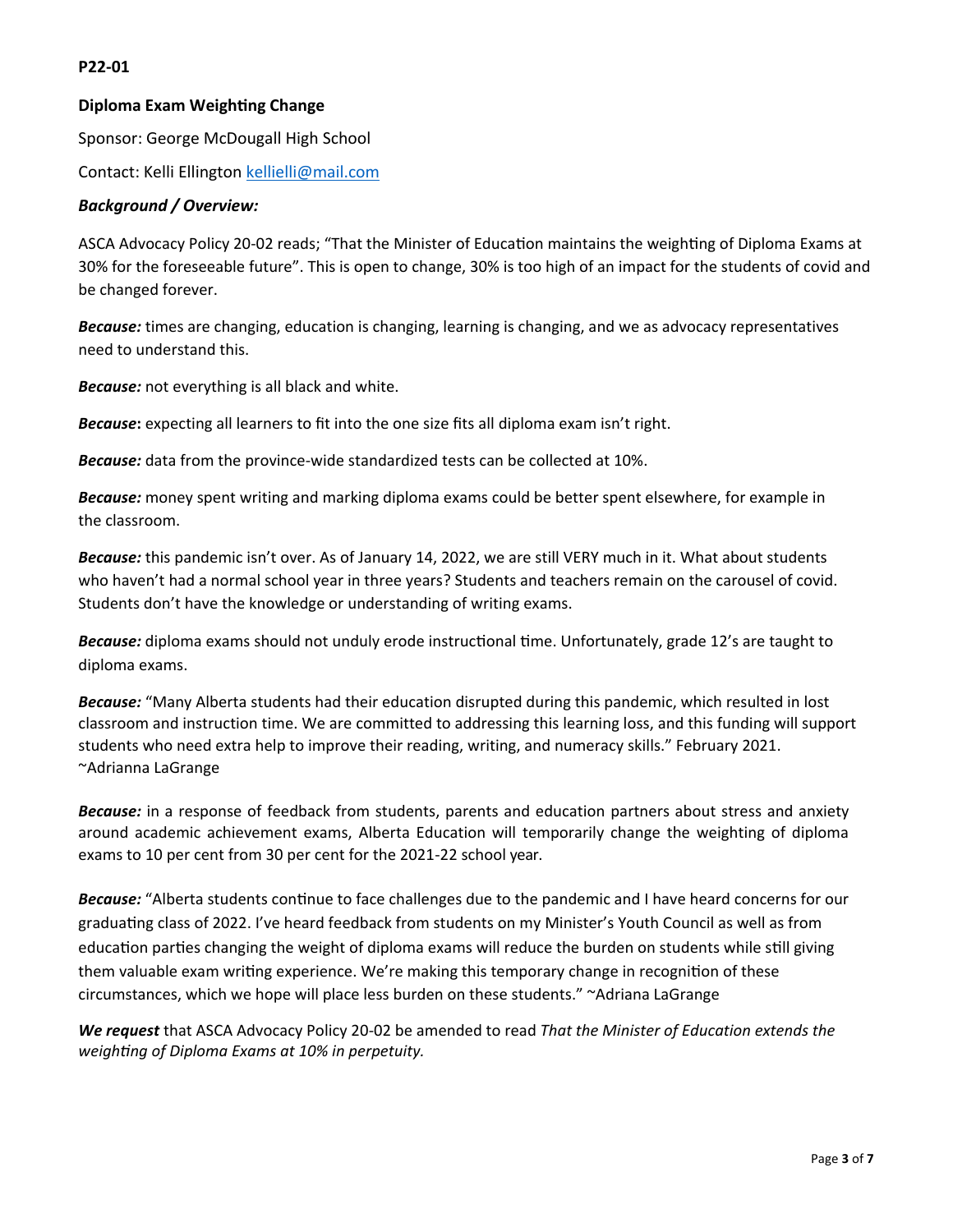**P22-01**

**Diploma Exam Weighting Change**

Sponsor: George McDougall High School

Contact: Kelli Ellington [kellielli@mail.com](mailto:kellielli@mail.com)

***Background / Overview:***

ASCA Advocacy Policy 20-02 reads; "That the Minister of Education maintains the weighting of Diploma Exams at 30% for the foreseeable future". This is open to change, 30% is too high of an impact for the students of covid and be changed forever.

***Because:*** times are changing, education is changing, learning is changing, and we as advocacy representatives need to understand this.

***Because:*** not everything is all black and white.

***Because*****:** expecting all learners to fit into the one size fits all diploma exam isn't right.

***Because:*** data from the province-wide standardized tests can be collected at 10%.

***Because:*** money spent writing and marking diploma exams could be better spent elsewhere, for example in the classroom.

***Because:*** this pandemic isn't over. As of January 14, 2022, we are still VERY much in it. What about students who haven't had a normal school year in three years? Students and teachers remain on the carousel of covid. Students don't have the knowledge or understanding of writing exams.

***Because:*** diploma exams should not unduly erode instructional time. Unfortunately, grade 12's are taught to diploma exams.

***Because:*** "Many Alberta students had their education disrupted during this pandemic, which resulted in lost classroom and instruction time. We are committed to addressing this learning loss, and this funding will support students who need extra help to improve their reading, writing, and numeracy skills." February 2021. ~Adrianna LaGrange

***Because:*** in a response of feedback from students, parents and education partners about stress and anxiety around academic achievement exams, Alberta Education will temporarily change the weighting of diploma exams to 10 per cent from 30 per cent for the 2021-22 school year.

***Because:*** "Alberta students continue to face challenges due to the pandemic and I have heard concerns for our graduating class of 2022. I've heard feedback from students on my Minister's Youth Council as well as from education parties changing the weight of diploma exams will reduce the burden on students while still giving them valuable exam writing experience. We're making this temporary change in recognition of these circumstances, which we hope will place less burden on these students." ~Adriana LaGrange

***We request*** that ASCA Advocacy Policy 20-02 be amended to read *That the Minister of Education extends the weighting of Diploma Exams at 10% in perpetuity.*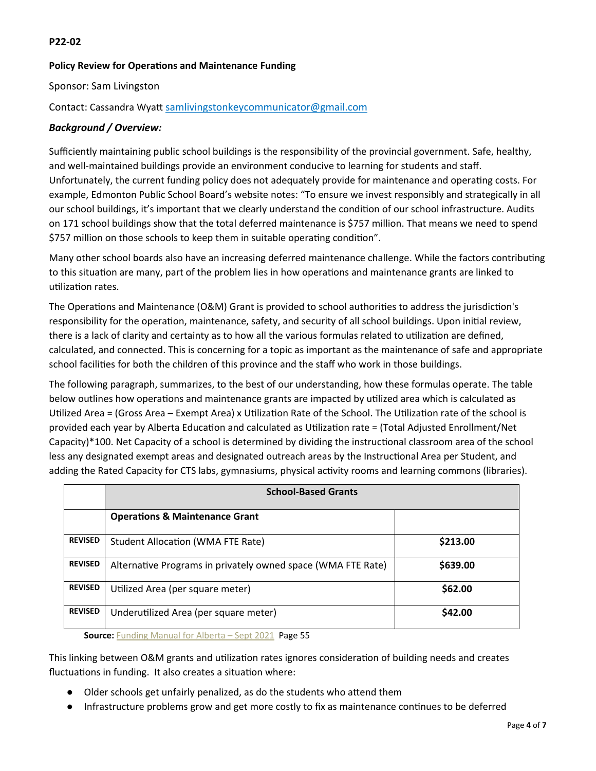**P22-02**

**Policy Review for Operations and Maintenance Funding**

Sponsor: Sam Livingston

Contact: Cassandra Wyatt samlivingstonkeycommunicator@gmail.com

***Background / Overview:***

Sufficiently maintaining public school buildings is the responsibility of the provincial government. Safe, healthy, and well-maintained buildings provide an environment conducive to learning for students and staff. Unfortunately, the current funding policy does not adequately provide for maintenance and operating costs. For example, Edmonton Public School Board's website notes: "To ensure we invest responsibly and strategically in all our school buildings, it's important that we clearly understand the condition of our school infrastructure. Audits on 171 school buildings show that the total deferred maintenance is $757 million. That means we need to spend $757 million on those schools to keep them in suitable operating condition".

Many other school boards also have an increasing deferred maintenance challenge. While the factors contributing to this situation are many, part of the problem lies in how operations and maintenance grants are linked to utilization rates.

The Operations and Maintenance (O&M) Grant is provided to school authorities to address the jurisdiction's responsibility for the operation, maintenance, safety, and security of all school buildings. Upon initial review, there is a lack of clarity and certainty as to how all the various formulas related to utilization are defined, calculated, and connected. This is concerning for a topic as important as the maintenance of safe and appropriate school facilities for both the children of this province and the staff who work in those buildings.

The following paragraph, summarizes, to the best of our understanding, how these formulas operate. The table below outlines how operations and maintenance grants are impacted by utilized area which is calculated as Utilized Area = (Gross Area – Exempt Area) x Utilization Rate of the School. The Utilization rate of the school is provided each year by Alberta Education and calculated as Utilization rate = (Total Adjusted Enrollment/Net Capacity)*100. Net Capacity of a school is determined by dividing the instructional classroom area of the school less any designated exempt areas and designated outreach areas by the Instructional Area per Student, and adding the Rated Capacity for CTS labs, gymnasiums, physical activity rooms and learning commons (libraries).

| | **School-Based Grants** | |
|---|---|---|
| | **Operations & Maintenance Grant** | |
| **REVISED** | Student Allocation (WMA FTE Rate) | **$213.00** |
| **REVISED** | Alternative Programs in privately owned space (WMA FTE Rate) | **$639.00** |
| **REVISED** | Utilized Area (per square meter) | **$62.00** |
| **REVISED** | Underutilized Area (per square meter) | **$42.00** |

**Source:** Funding Manual for Alberta – Sept 2021 Page 55

This linking between O&M grants and utilization rates ignores consideration of building needs and creates fluctuations in funding. It also creates a situation where:

- Older schools get unfairly penalized, as do the students who attend them
- Infrastructure problems grow and get more costly to fix as maintenance continues to be deferred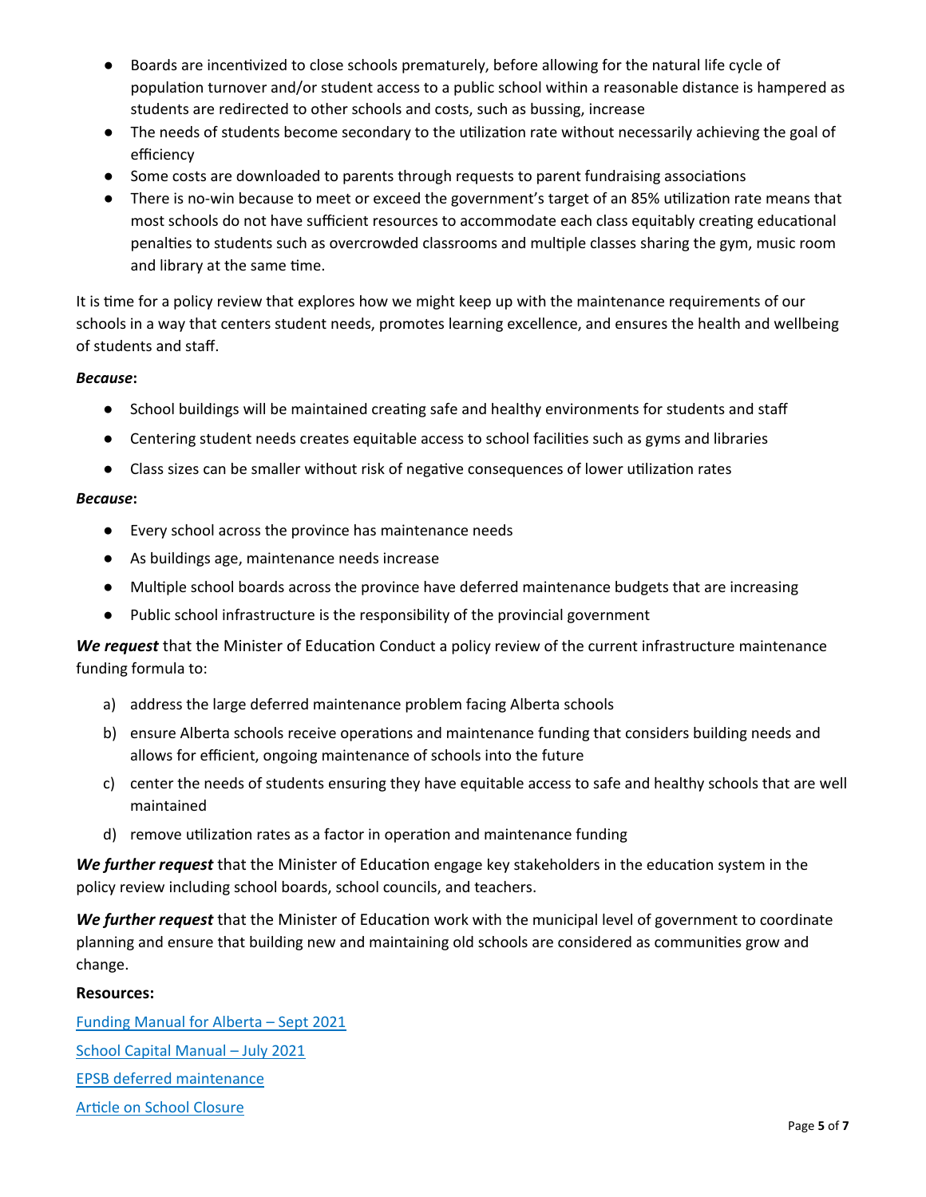- Boards are incentivized to close schools prematurely, before allowing for the natural life cycle of population turnover and/or student access to a public school within a reasonable distance is hampered as students are redirected to other schools and costs, such as bussing, increase
- The needs of students become secondary to the utilization rate without necessarily achieving the goal of efficiency
- Some costs are downloaded to parents through requests to parent fundraising associations
- There is no-win because to meet or exceed the government's target of an 85% utilization rate means that most schools do not have sufficient resources to accommodate each class equitably creating educational penalties to students such as overcrowded classrooms and multiple classes sharing the gym, music room and library at the same time.

It is time for a policy review that explores how we might keep up with the maintenance requirements of our schools in a way that centers student needs, promotes learning excellence, and ensures the health and wellbeing of students and staff.

***Because*:**

- School buildings will be maintained creating safe and healthy environments for students and staff
- Centering student needs creates equitable access to school facilities such as gyms and libraries
- Class sizes can be smaller without risk of negative consequences of lower utilization rates

***Because*:**

- Every school across the province has maintenance needs
- As buildings age, maintenance needs increase
- Multiple school boards across the province have deferred maintenance budgets that are increasing
- Public school infrastructure is the responsibility of the provincial government

***We request*** that the Minister of Education Conduct a policy review of the current infrastructure maintenance funding formula to:

a) address the large deferred maintenance problem facing Alberta schools
b) ensure Alberta schools receive operations and maintenance funding that considers building needs and allows for efficient, ongoing maintenance of schools into the future
c) center the needs of students ensuring they have equitable access to safe and healthy schools that are well maintained
d) remove utilization rates as a factor in operation and maintenance funding

***We further request*** that the Minister of Education engage key stakeholders in the education system in the policy review including school boards, school councils, and teachers.

***We further request*** that the Minister of Education work with the municipal level of government to coordinate planning and ensure that building new and maintaining old schools are considered as communities grow and change.

**Resources:**

Funding Manual for Alberta – Sept 2021

School Capital Manual – July 2021

EPSB deferred maintenance

Article on School Closure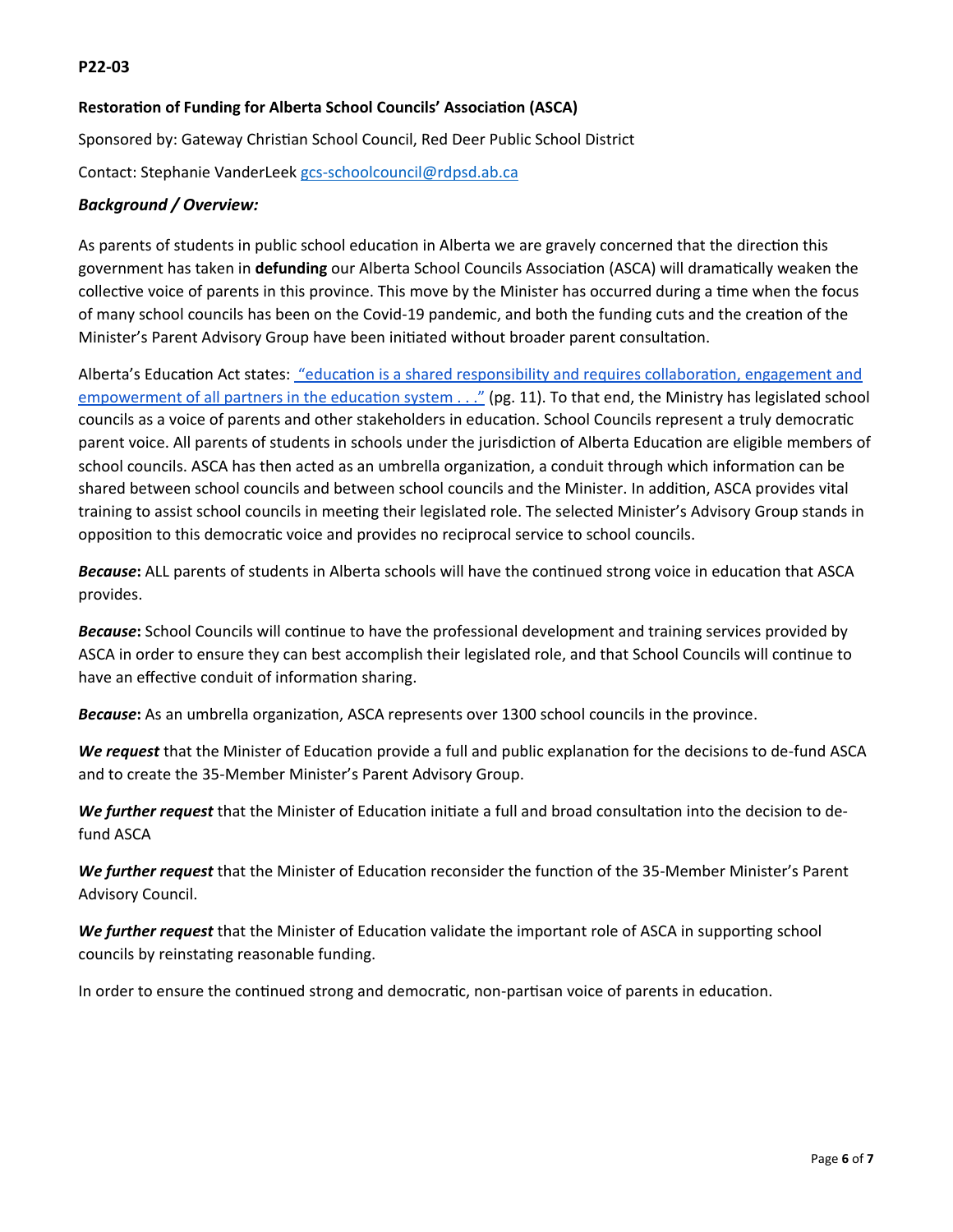**P22-03**

**Restoration of Funding for Alberta School Councils' Association (ASCA)**

Sponsored by: Gateway Christian School Council, Red Deer Public School District

Contact: Stephanie VanderLeek [gcs-schoolcouncil@rdpsd.ab.ca](mailto:gcs-schoolcouncil@rdpsd.ab.ca)

***Background / Overview:***

As parents of students in public school education in Alberta we are gravely concerned that the direction this government has taken in **defunding** our Alberta School Councils Association (ASCA) will dramatically weaken the collective voice of parents in this province. This move by the Minister has occurred during a time when the focus of many school councils has been on the Covid-19 pandemic, and both the funding cuts and the creation of the Minister's Parent Advisory Group have been initiated without broader parent consultation.

Alberta's Education Act states: "education is a shared responsibility and requires collaboration, engagement and empowerment of all partners in the education system . . ." (pg. 11). To that end, the Ministry has legislated school councils as a voice of parents and other stakeholders in education. School Councils represent a truly democratic parent voice. All parents of students in schools under the jurisdiction of Alberta Education are eligible members of school councils. ASCA has then acted as an umbrella organization, a conduit through which information can be shared between school councils and between school councils and the Minister. In addition, ASCA provides vital training to assist school councils in meeting their legislated role. The selected Minister's Advisory Group stands in opposition to this democratic voice and provides no reciprocal service to school councils.

***Because*:** ALL parents of students in Alberta schools will have the continued strong voice in education that ASCA provides.

***Because*:** School Councils will continue to have the professional development and training services provided by ASCA in order to ensure they can best accomplish their legislated role, and that School Councils will continue to have an effective conduit of information sharing.

***Because*:** As an umbrella organization, ASCA represents over 1300 school councils in the province.

***We request*** that the Minister of Education provide a full and public explanation for the decisions to de-fund ASCA and to create the 35-Member Minister's Parent Advisory Group.

***We further request*** that the Minister of Education initiate a full and broad consultation into the decision to de-fund ASCA

***We further request*** that the Minister of Education reconsider the function of the 35-Member Minister's Parent Advisory Council.

***We further request*** that the Minister of Education validate the important role of ASCA in supporting school councils by reinstating reasonable funding.

In order to ensure the continued strong and democratic, non-partisan voice of parents in education.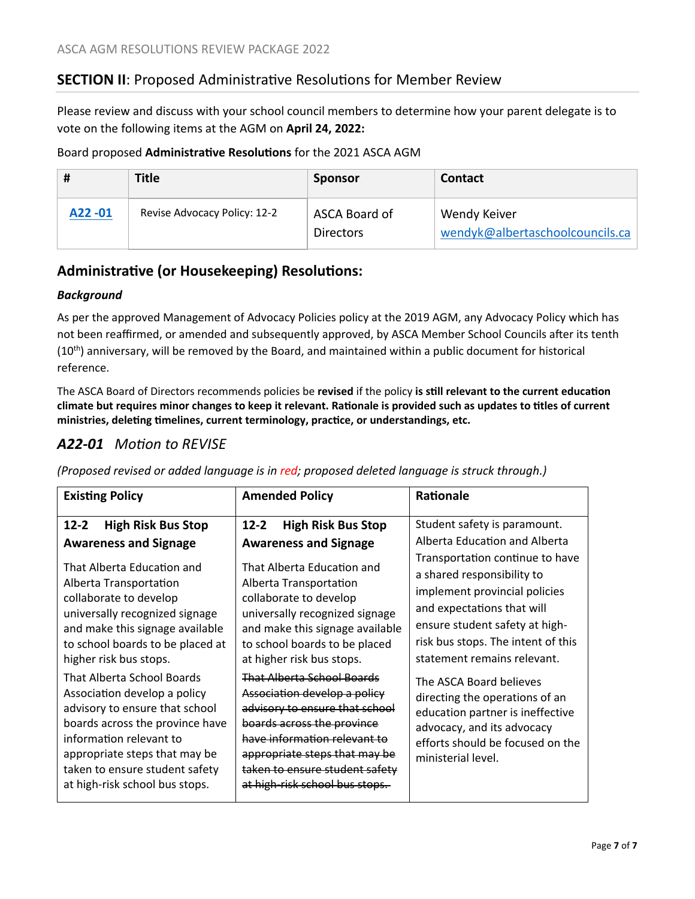## SECTION II: Proposed Administrative Resolutions for Member Review

Please review and discuss with your school council members to determine how your parent delegate is to vote on the following items at the AGM on **April 24, 2022:**

Board proposed **Administrative Resolutions** for the 2021 ASCA AGM

| # | Title | Sponsor | Contact |
|---|---|---|---|
| A22 -01 | Revise Advocacy Policy: 12-2 | ASCA Board of Directors | Wendy Keiver wendyk@albertaschoolcouncils.ca |

## Administrative (or Housekeeping) Resolutions:

### *Background*

As per the approved Management of Advocacy Policies policy at the 2019 AGM, any Advocacy Policy which has not been reaffirmed, or amended and subsequently approved, by ASCA Member School Councils after its tenth (10th) anniversary, will be removed by the Board, and maintained within a public document for historical reference.

The ASCA Board of Directors recommends policies be **revised** if the policy **is still relevant to the current education climate but requires minor changes to keep it relevant. Rationale is provided such as updates to titles of current ministries, deleting timelines, current terminology, practice, or understandings, etc.**

### *A22-01 Motion to REVISE*

*(Proposed revised or added language is in red; proposed deleted language is struck through.)*

| Existing Policy | Amended Policy | Rationale |
|---|---|---|
| **12-2 High Risk Bus Stop Awareness and Signage**<br><br>That Alberta Education and Alberta Transportation collaborate to develop universally recognized signage and make this signage available to school boards to be placed at higher risk bus stops.<br><br>That Alberta School Boards Association develop a policy advisory to ensure that school boards across the province have information relevant to appropriate steps that may be taken to ensure student safety at high-risk school bus stops. | **12-2 High Risk Bus Stop Awareness and Signage**<br><br>That Alberta Education and Alberta Transportation collaborate to develop universally recognized signage and make this signage available to school boards to be placed at higher risk bus stops.<br><br>~~That Alberta School Boards Association develop a policy advisory to ensure that school boards across the province have information relevant to appropriate steps that may be taken to ensure student safety at high-risk school bus stops.~~ | Student safety is paramount. Alberta Education and Alberta Transportation continue to have a shared responsibility to implement provincial policies and expectations that will ensure student safety at high-risk bus stops. The intent of this statement remains relevant.<br><br>The ASCA Board believes directing the operations of an education partner is ineffective advocacy, and its advocacy efforts should be focused on the ministerial level. |